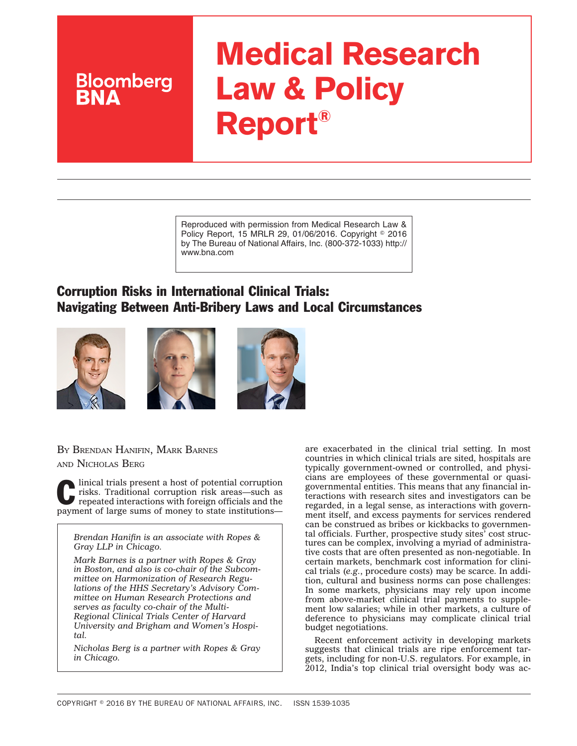# Medical Research Law & Policy Report®

Bloomberg BNA

Reproduced with permission from Medical Research Law & Policy Report, 15 MRLR 29, 01/06/2016. Copyright © 2016 by The Bureau of National Affairs, Inc. (800-372-1033) http://www.bna.com

## Corruption Risks in International Clinical Trials: Navigating Between Anti-Bribery Laws and Local Circumstances

By Brendan Hanifin, Mark Barnes and Nicholas Berg

*Brendan Hanifin is an associate with Ropes & Gray LLP in Chicago.*

*Mark Barnes is a partner with Ropes & Gray in Boston, and also is co-chair of the Subcommittee on Harmonization of Research Regulations of the HHS Secretary's Advisory Committee on Human Research Protections and serves as faculty co-chair of the Multi-Regional Clinical Trials Center of Harvard University and Brigham and Women's Hospital.*

*Nicholas Berg is a partner with Ropes & Gray in Chicago.*

Clinical trials present a host of potential corruption risks. Traditional corruption risk areas—such as repeated interactions with foreign officials and the payment of large sums of money to state institutions—are exacerbated in the clinical trial setting. In most countries in which clinical trials are sited, hospitals are typically government-owned or controlled, and physicians are employees of these governmental or quasi-governmental entities. This means that any financial interactions with research sites and investigators can be regarded, in a legal sense, as interactions with government itself, and excess payments for services rendered can be construed as bribes or kickbacks to governmental officials. Further, prospective study sites' cost structures can be complex, involving a myriad of administrative costs that are often presented as non-negotiable. In certain markets, benchmark cost information for clinical trials (*e.g.*, procedure costs) may be scarce. In addition, cultural and business norms can pose challenges: In some markets, physicians may rely upon income from above-market clinical trial payments to supplement low salaries; while in other markets, a culture of deference to physicians may complicate clinical trial budget negotiations.

Recent enforcement activity in developing markets suggests that clinical trials are ripe enforcement targets, including for non-U.S. regulators. For example, in 2012, India's top clinical trial oversight body was ac-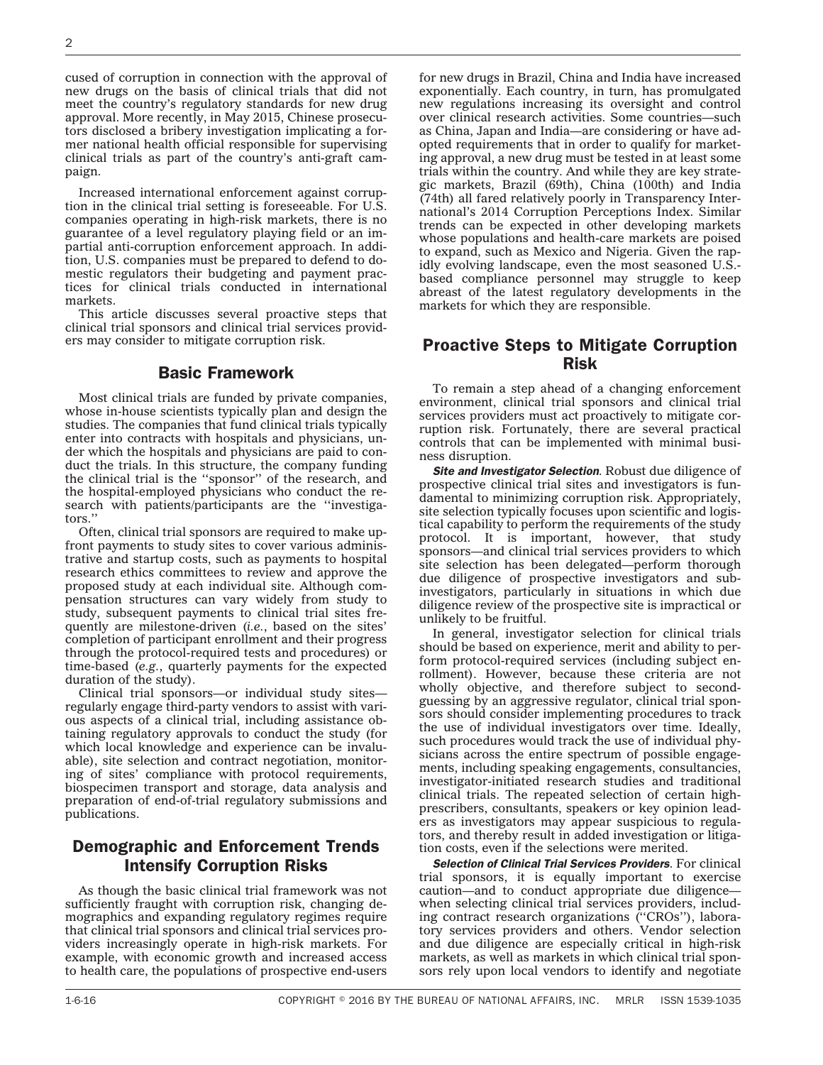cused of corruption in connection with the approval of new drugs on the basis of clinical trials that did not meet the country's regulatory standards for new drug approval. More recently, in May 2015, Chinese prosecutors disclosed a bribery investigation implicating a former national health official responsible for supervising clinical trials as part of the country's anti-graft campaign.

Increased international enforcement against corruption in the clinical trial setting is foreseeable. For U.S. companies operating in high-risk markets, there is no guarantee of a level regulatory playing field or an impartial anti-corruption enforcement approach. In addition, U.S. companies must be prepared to defend to domestic regulators their budgeting and payment practices for clinical trials conducted in international markets.

This article discusses several proactive steps that clinical trial sponsors and clinical trial services providers may consider to mitigate corruption risk.

## Basic Framework

Most clinical trials are funded by private companies, whose in-house scientists typically plan and design the studies. The companies that fund clinical trials typically enter into contracts with hospitals and physicians, under which the hospitals and physicians are paid to conduct the trials. In this structure, the company funding the clinical trial is the ''sponsor'' of the research, and the hospital-employed physicians who conduct the research with patients/participants are the ''investigators.''

Often, clinical trial sponsors are required to make up-front payments to study sites to cover various administrative and startup costs, such as payments to hospital research ethics committees to review and approve the proposed study at each individual site. Although compensation structures can vary widely from study to study, subsequent payments to clinical trial sites frequently are milestone-driven (*i.e.*, based on the sites' completion of participant enrollment and their progress through the protocol-required tests and procedures) or time-based (*e.g.*, quarterly payments for the expected duration of the study).

Clinical trial sponsors—or individual study sites—regularly engage third-party vendors to assist with various aspects of a clinical trial, including assistance obtaining regulatory approvals to conduct the study (for which local knowledge and experience can be invaluable), site selection and contract negotiation, monitoring of sites' compliance with protocol requirements, biospecimen transport and storage, data analysis and preparation of end-of-trial regulatory submissions and publications.

## Demographic and Enforcement Trends Intensify Corruption Risks

As though the basic clinical trial framework was not sufficiently fraught with corruption risk, changing demographics and expanding regulatory regimes require that clinical trial sponsors and clinical trial services providers increasingly operate in high-risk markets. For example, with economic growth and increased access to health care, the populations of prospective end-users for new drugs in Brazil, China and India have increased exponentially. Each country, in turn, has promulgated new regulations increasing its oversight and control over clinical research activities. Some countries—such as China, Japan and India—are considering or have adopted requirements that in order to qualify for marketing approval, a new drug must be tested in at least some trials within the country. And while they are key strategic markets, Brazil (69th), China (100th) and India (74th) all fared relatively poorly in Transparency International's 2014 Corruption Perceptions Index. Similar trends can be expected in other developing markets whose populations and health-care markets are poised to expand, such as Mexico and Nigeria. Given the rapidly evolving landscape, even the most seasoned U.S.-based compliance personnel may struggle to keep abreast of the latest regulatory developments in the markets for which they are responsible.

## Proactive Steps to Mitigate Corruption Risk

To remain a step ahead of a changing enforcement environment, clinical trial sponsors and clinical trial services providers must act proactively to mitigate corruption risk. Fortunately, there are several practical controls that can be implemented with minimal business disruption.

***Site and Investigator Selection***. Robust due diligence of prospective clinical trial sites and investigators is fundamental to minimizing corruption risk. Appropriately, site selection typically focuses upon scientific and logistical capability to perform the requirements of the study protocol. It is important, however, that study sponsors—and clinical trial services providers to which site selection has been delegated—perform thorough due diligence of prospective investigators and sub-investigators, particularly in situations in which due diligence review of the prospective site is impractical or unlikely to be fruitful.

In general, investigator selection for clinical trials should be based on experience, merit and ability to perform protocol-required services (including subject enrollment). However, because these criteria are not wholly objective, and therefore subject to second-guessing by an aggressive regulator, clinical trial sponsors should consider implementing procedures to track the use of individual investigators over time. Ideally, such procedures would track the use of individual physicians across the entire spectrum of possible engagements, including speaking engagements, consultancies, investigator-initiated research studies and traditional clinical trials. The repeated selection of certain high-prescribers, consultants, speakers or key opinion leaders as investigators may appear suspicious to regulators, and thereby result in added investigation or litigation costs, even if the selections were merited.

***Selection of Clinical Trial Services Providers***. For clinical trial sponsors, it is equally important to exercise caution—and to conduct appropriate due diligence—when selecting clinical trial services providers, including contract research organizations (''CROs''), laboratory services providers and others. Vendor selection and due diligence are especially critical in high-risk markets, as well as markets in which clinical trial sponsors rely upon local vendors to identify and negotiate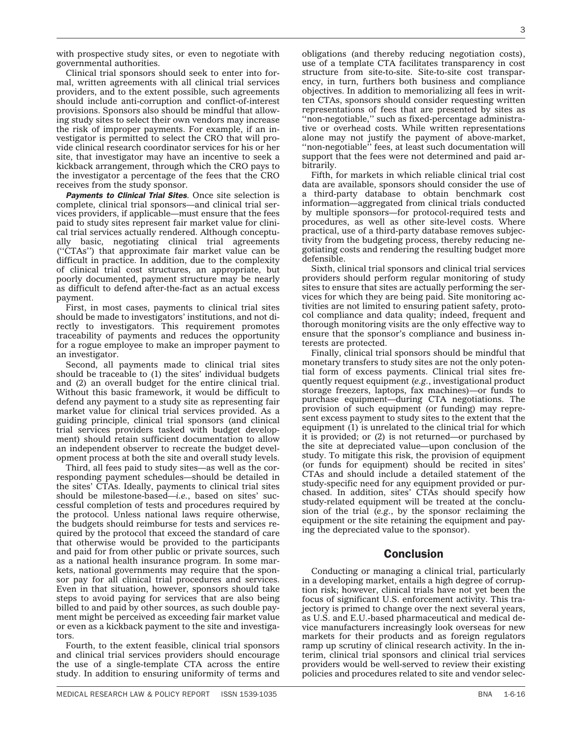with prospective study sites, or even to negotiate with governmental authorities.

Clinical trial sponsors should seek to enter into formal, written agreements with all clinical trial services providers, and to the extent possible, such agreements should include anti-corruption and conflict-of-interest provisions. Sponsors also should be mindful that allowing study sites to select their own vendors may increase the risk of improper payments. For example, if an investigator is permitted to select the CRO that will provide clinical research coordinator services for his or her site, that investigator may have an incentive to seek a kickback arrangement, through which the CRO pays to the investigator a percentage of the fees that the CRO receives from the study sponsor.

***Payments to Clinical Trial Sites.*** Once site selection is complete, clinical trial sponsors—and clinical trial services providers, if applicable—must ensure that the fees paid to study sites represent fair market value for clinical trial services actually rendered. Although conceptually basic, negotiating clinical trial agreements (''CTAs'') that approximate fair market value can be difficult in practice. In addition, due to the complexity of clinical trial cost structures, an appropriate, but poorly documented, payment structure may be nearly as difficult to defend after-the-fact as an actual excess payment.

First, in most cases, payments to clinical trial sites should be made to investigators' institutions, and not directly to investigators. This requirement promotes traceability of payments and reduces the opportunity for a rogue employee to make an improper payment to an investigator.

Second, all payments made to clinical trial sites should be traceable to (1) the sites' individual budgets and (2) an overall budget for the entire clinical trial. Without this basic framework, it would be difficult to defend any payment to a study site as representing fair market value for clinical trial services provided. As a guiding principle, clinical trial sponsors (and clinical trial services providers tasked with budget development) should retain sufficient documentation to allow an independent observer to recreate the budget development process at both the site and overall study levels.

Third, all fees paid to study sites—as well as the corresponding payment schedules—should be detailed in the sites' CTAs. Ideally, payments to clinical trial sites should be milestone-based—*i.e.*, based on sites' successful completion of tests and procedures required by the protocol. Unless national laws require otherwise, the budgets should reimburse for tests and services required by the protocol that exceed the standard of care that otherwise would be provided to the participants and paid for from other public or private sources, such as a national health insurance program. In some markets, national governments may require that the sponsor pay for all clinical trial procedures and services. Even in that situation, however, sponsors should take steps to avoid paying for services that are also being billed to and paid by other sources, as such double payment might be perceived as exceeding fair market value or even as a kickback payment to the site and investigators.

Fourth, to the extent feasible, clinical trial sponsors and clinical trial services providers should encourage the use of a single-template CTA across the entire study. In addition to ensuring uniformity of terms and obligations (and thereby reducing negotiation costs), use of a template CTA facilitates transparency in cost structure from site-to-site. Site-to-site cost transparency, in turn, furthers both business and compliance objectives. In addition to memorializing all fees in written CTAs, sponsors should consider requesting written representations of fees that are presented by sites as ''non-negotiable,'' such as fixed-percentage administrative or overhead costs. While written representations alone may not justify the payment of above-market, ''non-negotiable'' fees, at least such documentation will support that the fees were not determined and paid arbitrarily.

Fifth, for markets in which reliable clinical trial cost data are available, sponsors should consider the use of a third-party database to obtain benchmark cost information—aggregated from clinical trials conducted by multiple sponsors—for protocol-required tests and procedures, as well as other site-level costs. Where practical, use of a third-party database removes subjectivity from the budgeting process, thereby reducing negotiating costs and rendering the resulting budget more defensible.

Sixth, clinical trial sponsors and clinical trial services providers should perform regular monitoring of study sites to ensure that sites are actually performing the services for which they are being paid. Site monitoring activities are not limited to ensuring patient safety, protocol compliance and data quality; indeed, frequent and thorough monitoring visits are the only effective way to ensure that the sponsor's compliance and business interests are protected.

Finally, clinical trial sponsors should be mindful that monetary transfers to study sites are not the only potential form of excess payments. Clinical trial sites frequently request equipment (*e.g.*, investigational product storage freezers, laptops, fax machines)—or funds to purchase equipment—during CTA negotiations. The provision of such equipment (or funding) may represent excess payment to study sites to the extent that the equipment (1) is unrelated to the clinical trial for which it is provided; or (2) is not returned—or purchased by the site at depreciated value—upon conclusion of the study. To mitigate this risk, the provision of equipment (or funds for equipment) should be recited in sites' CTAs and should include a detailed statement of the study-specific need for any equipment provided or purchased. In addition, sites' CTAs should specify how study-related equipment will be treated at the conclusion of the trial (*e.g.*, by the sponsor reclaiming the equipment or the site retaining the equipment and paying the depreciated value to the sponsor).

## Conclusion

Conducting or managing a clinical trial, particularly in a developing market, entails a high degree of corruption risk; however, clinical trials have not yet been the focus of significant U.S. enforcement activity. This trajectory is primed to change over the next several years, as U.S. and E.U.-based pharmaceutical and medical device manufacturers increasingly look overseas for new markets for their products and as foreign regulators ramp up scrutiny of clinical research activity. In the interim, clinical trial sponsors and clinical trial services providers would be well-served to review their existing policies and procedures related to site and vendor selec-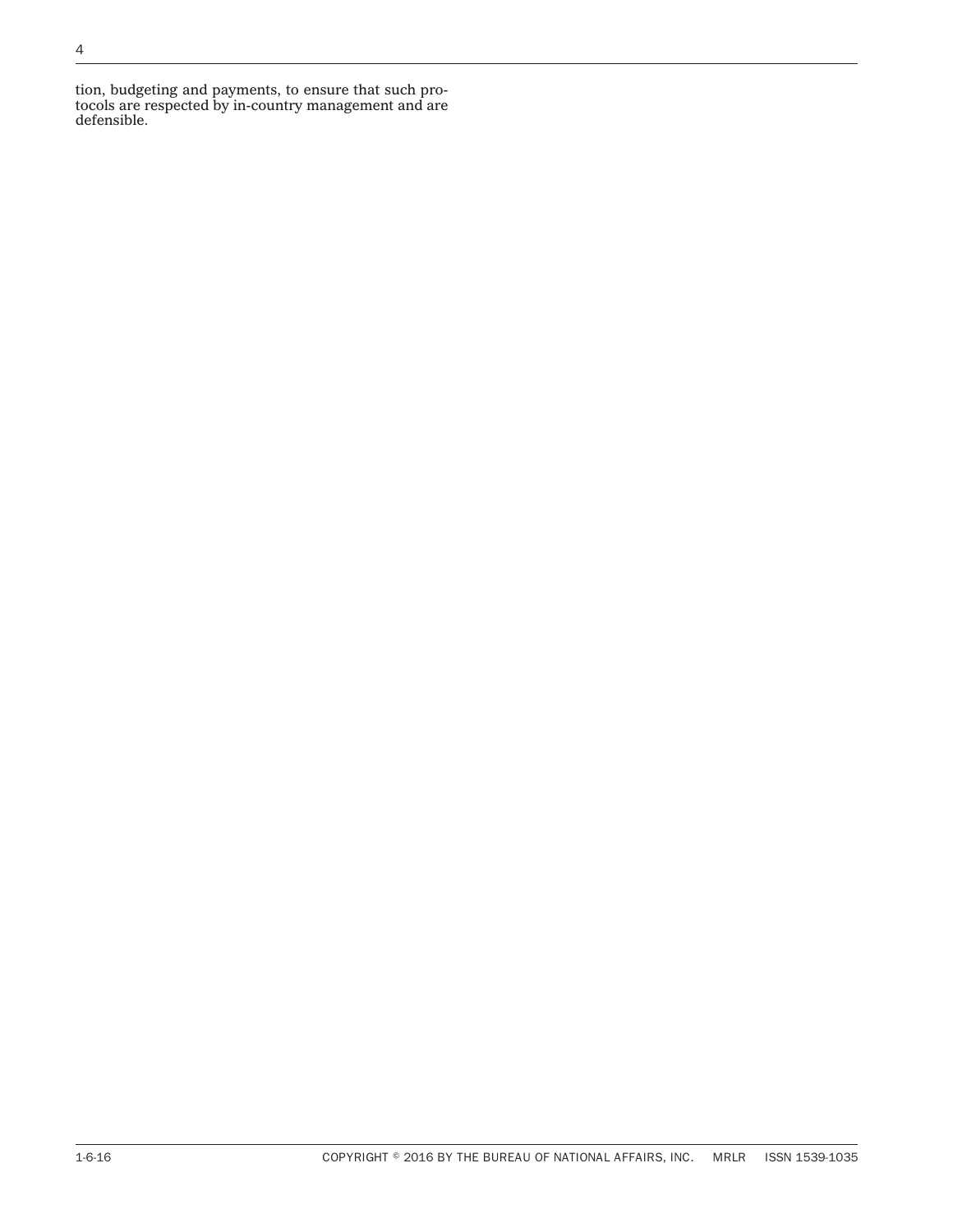tion, budgeting and payments, to ensure that such protocols are respected by in-country management and are defensible.